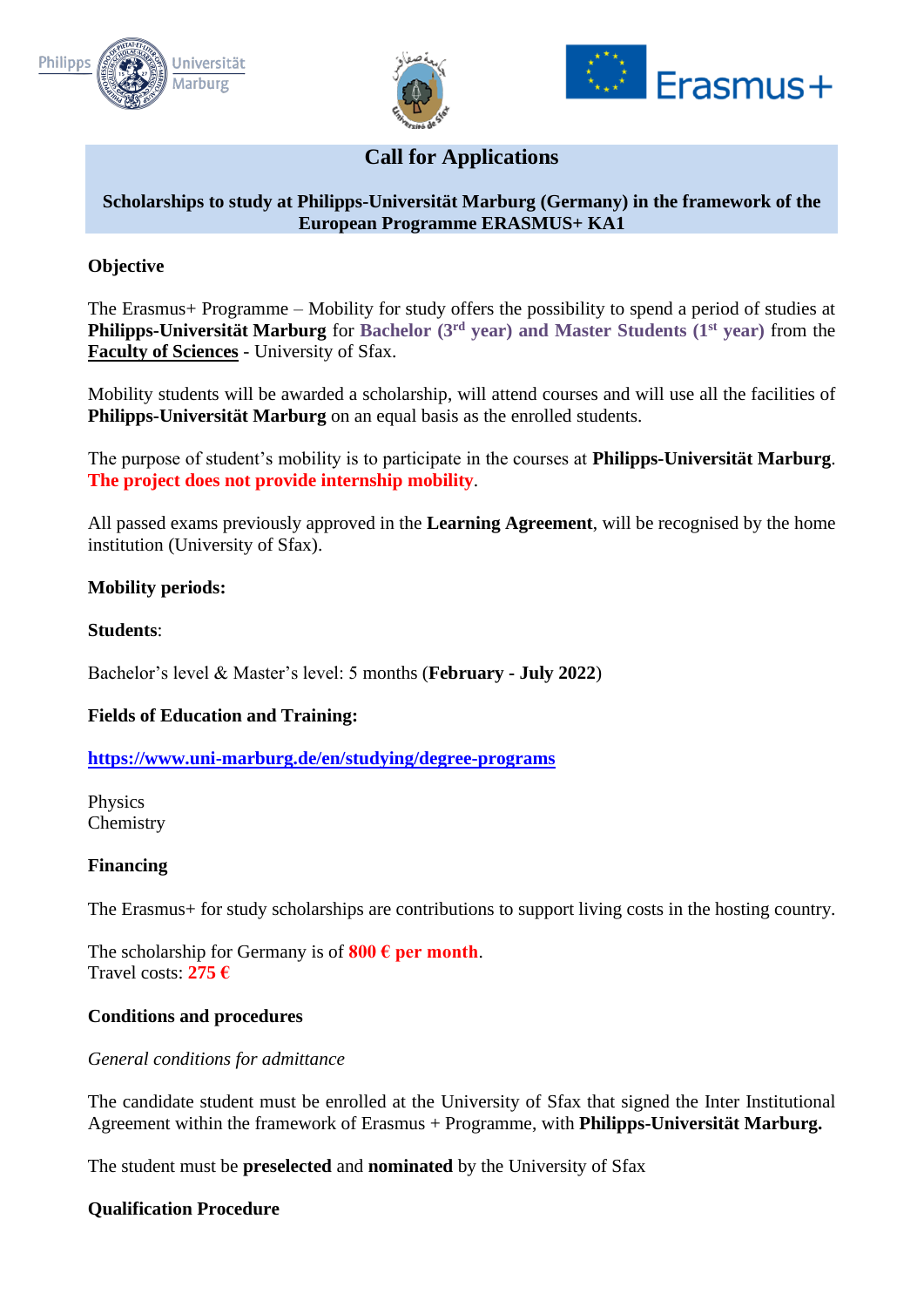# Call for Applications

**Scholarships to study at Philipps-Universität Marburg (Germany) in the framework of the European Programme ERASMUS+ KA1**

**Objective**

The Erasmus+ Programme – Mobility for study offers the possibility to spend a period of studies at **Philipps-Universität Marburg** for **Bachelor (3rd year) and Master Students (1st year)** from the **Faculty of Sciences** - University of Sfax.

Mobility students will be awarded a scholarship, will attend courses and will use all the facilities of **Philipps-Universität Marburg** on an equal basis as the enrolled students.

The purpose of student's mobility is to participate in the courses at **Philipps-Universität Marburg**. **The project does not provide internship mobility**.

All passed exams previously approved in the **Learning Agreement**, will be recognised by the home institution (University of Sfax).

**Mobility periods:**

**Students**:

Bachelor's level & Master's level: 5 months (**February - July 2022**)

**Fields of Education and Training:**

**https://www.uni-marburg.de/en/studying/degree-programs**

Physics
Chemistry

**Financing**

The Erasmus+ for study scholarships are contributions to support living costs in the hosting country.

The scholarship for Germany is of **800 € per month**.
Travel costs: **275 €**

**Conditions and procedures**

*General conditions for admittance*

The candidate student must be enrolled at the University of Sfax that signed the Inter Institutional Agreement within the framework of Erasmus + Programme, with **Philipps-Universität Marburg.**

The student must be **preselected** and **nominated** by the University of Sfax

**Qualification Procedure**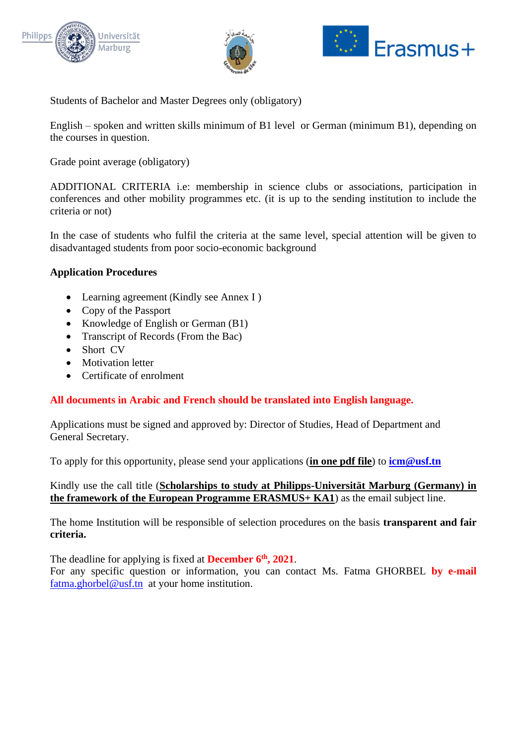Students of Bachelor and Master Degrees only (obligatory)

English – spoken and written skills minimum of B1 level or German (minimum B1), depending on the courses in question.

Grade point average (obligatory)

ADDITIONAL CRITERIA i.e: membership in science clubs or associations, participation in conferences and other mobility programmes etc. (it is up to the sending institution to include the criteria or not)

In the case of students who fulfil the criteria at the same level, special attention will be given to disadvantaged students from poor socio-economic background

**Application Procedures**

- Learning agreement (Kindly see Annex I )
- Copy of the Passport
- Knowledge of English or German (B1)
- Transcript of Records (From the Bac)
- Short CV
- Motivation letter
- Certificate of enrolment

**All documents in Arabic and French should be translated into English language.**

Applications must be signed and approved by: Director of Studies, Head of Department and General Secretary.

To apply for this opportunity, please send your applications (**in one pdf file**) to **icm@usf.tn**

Kindly use the call title (**Scholarships to study at Philipps-Universität Marburg (Germany) in the framework of the European Programme ERASMUS+ KA1**) as the email subject line.

The home Institution will be responsible of selection procedures on the basis **transparent and fair criteria.**

The deadline for applying is fixed at **December 6th, 2021**.
For any specific question or information, you can contact Ms. Fatma GHORBEL **by e-mail** fatma.ghorbel@usf.tn at your home institution.